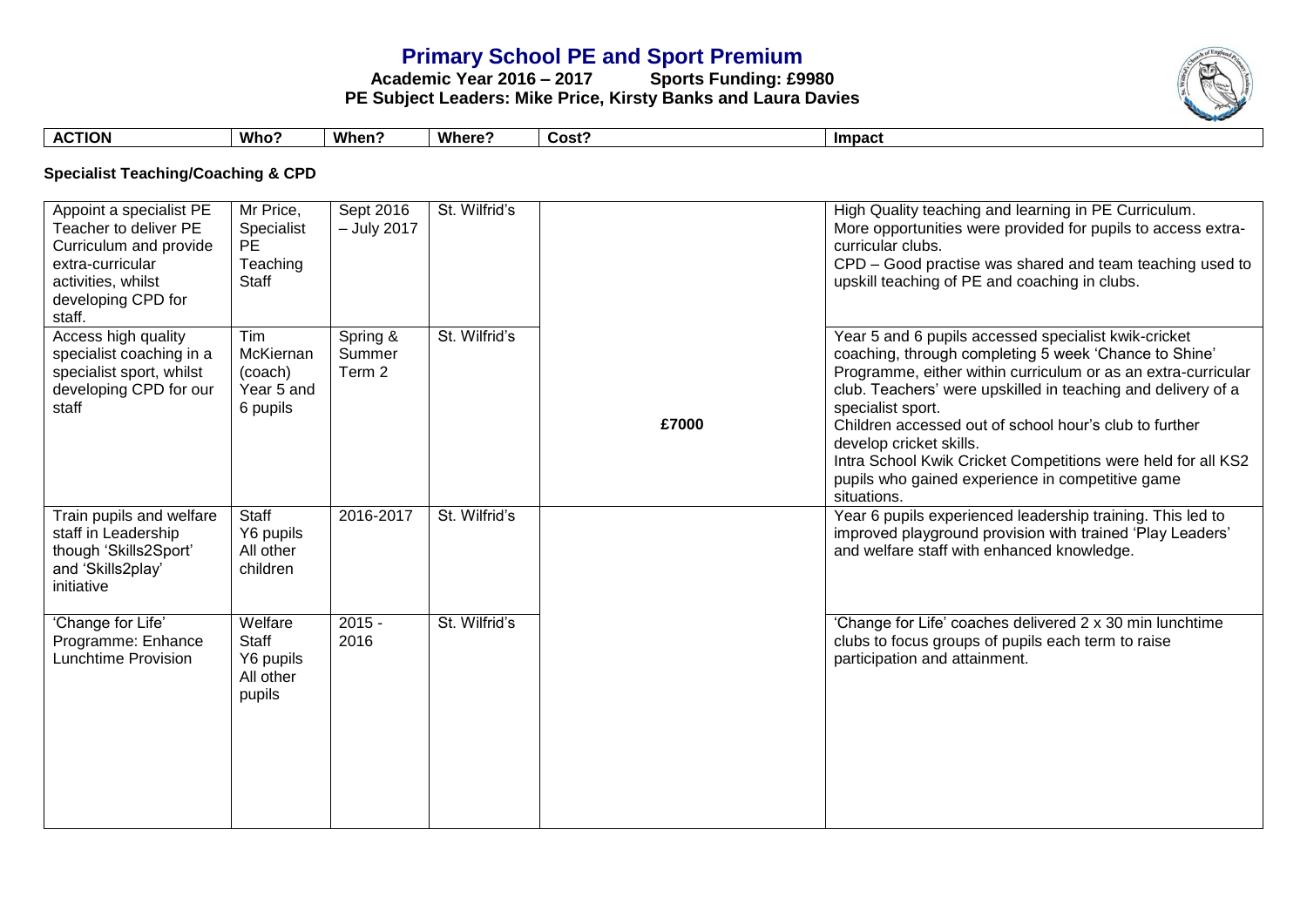# Primary School PE and Sport Premium

**Academic Year 2016 – 2017 Sports Funding: £9980**

**PE Subject Leaders: Mike Price, Kirsty Banks and Laura Davies**

| ACTION | Who? | When? | Where? | Cost? | Impact |
|---|---|---|---|---|---|
| **Specialist Teaching/Coaching & CPD** | | | | | |
| Appoint a specialist PE Teacher to deliver PE Curriculum and provide extra-curricular activities, whilst developing CPD for staff. | Mr Price, Specialist PE Teaching Staff | Sept 2016 – July 2017 | St. Wilfrid's | £7000 | High Quality teaching and learning in PE Curriculum.<br>More opportunities were provided for pupils to access extra-curricular clubs.<br>CPD – Good practise was shared and team teaching used to upskill teaching of PE and coaching in clubs. |
| Access high quality specialist coaching in a specialist sport, whilst developing CPD for our staff | Tim McKiernan (coach) Year 5 and 6 pupils | Spring & Summer Term 2 | St. Wilfrid's | | Year 5 and 6 pupils accessed specialist kwik-cricket coaching, through completing 5 week 'Chance to Shine' Programme, either within curriculum or as an extra-curricular club. Teachers' were upskilled in teaching and delivery of a specialist sport.<br>Children accessed out of school hour's club to further develop cricket skills.<br>Intra School Kwik Cricket Competitions were held for all KS2 pupils who gained experience in competitive game situations. |
| Train pupils and welfare staff in Leadership though 'Skills2Sport' and 'Skills2play' initiative | Staff Y6 pupils All other children | 2016-2017 | St. Wilfrid's | | Year 6 pupils experienced leadership training. This led to improved playground provision with trained 'Play Leaders' and welfare staff with enhanced knowledge. |
| 'Change for Life' Programme: Enhance Lunchtime Provision | Welfare Staff Y6 pupils All other pupils | 2015 - 2016 | St. Wilfrid's | | 'Change for Life' coaches delivered 2 x 30 min lunchtime clubs to focus groups of pupils each term to raise participation and attainment. |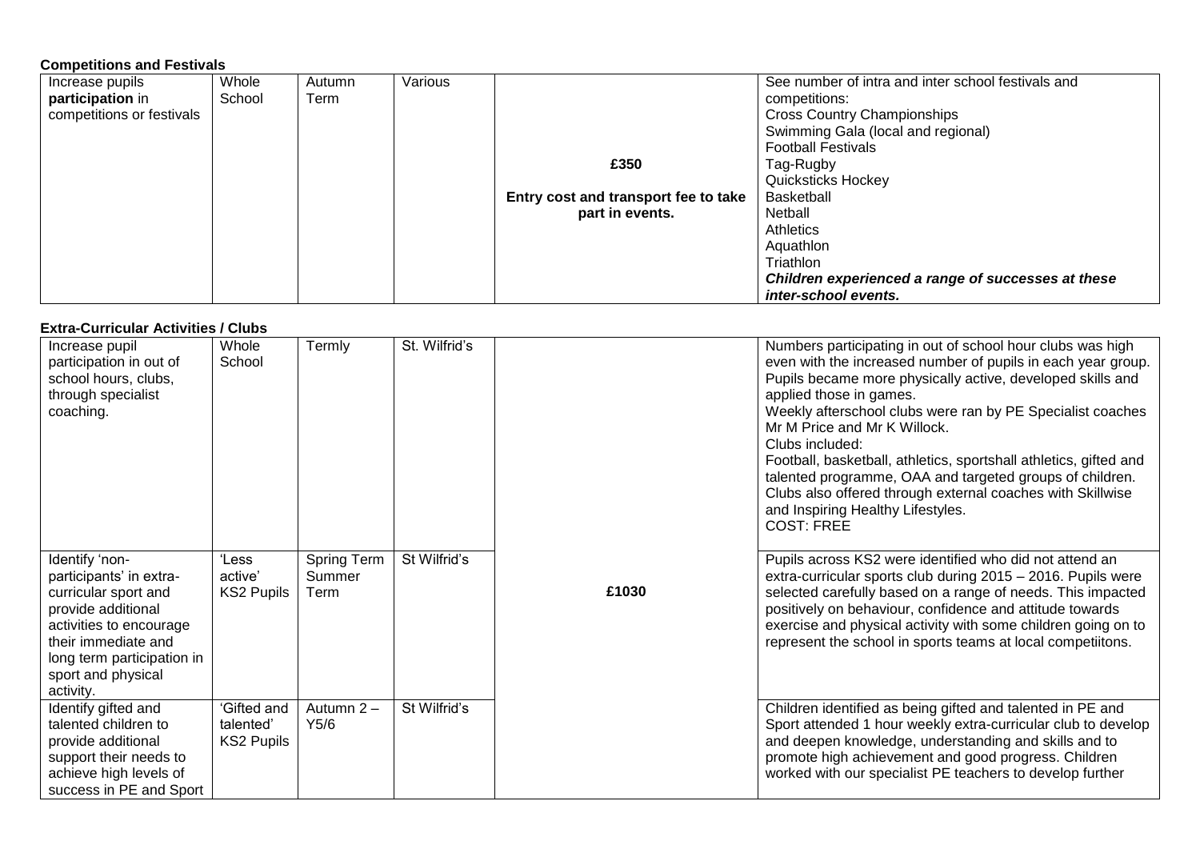**Competitions and Festivals**

| | | | | | |
|---|---|---|---|---|---|
| Increase pupils **participation** in competitions or festivals | Whole School | Autumn Term | Various | **£350** **Entry cost and transport fee to take part in events.** | See number of intra and inter school festivals and competitions: Cross Country Championships Swimming Gala (local and regional) Football Festivals Tag-Rugby Quicksticks Hockey Basketball Netball Athletics Aquathlon Triathlon ***Children experienced a range of successes at these inter-school events.*** |

**Extra-Curricular Activities / Clubs**

| | | | | | |
|---|---|---|---|---|---|
| Increase pupil participation in out of school hours, clubs, through specialist coaching. | Whole School | Termly | St. Wilfrid's | **£1030** | Numbers participating in out of school hour clubs was high even with the increased number of pupils in each year group. Pupils became more physically active, developed skills and applied those in games. Weekly afterschool clubs were ran by PE Specialist coaches Mr M Price and Mr K Willock. Clubs included: Football, basketball, athletics, sportshall athletics, gifted and talented programme, OAA and targeted groups of children. Clubs also offered through external coaches with Skillwise and Inspiring Healthy Lifestyles. COST: FREE |
| Identify 'non-participants' in extra-curricular sport and provide additional activities to encourage their immediate and long term participation in sport and physical activity. | 'Less active' KS2 Pupils | Spring Term Summer Term | St Wilfrid's | | Pupils across KS2 were identified who did not attend an extra-curricular sports club during 2015 – 2016. Pupils were selected carefully based on a range of needs. This impacted positively on behaviour, confidence and attitude towards exercise and physical activity with some children going on to represent the school in sports teams at local competiitons. |
| Identify gifted and talented children to provide additional support their needs to achieve high levels of success in PE and Sport | 'Gifted and talented' KS2 Pupils | Autumn 2 – Y5/6 | St Wilfrid's | | Children identified as being gifted and talented in PE and Sport attended 1 hour weekly extra-curricular club to develop and deepen knowledge, understanding and skills and to promote high achievement and good progress. Children worked with our specialist PE teachers to develop further |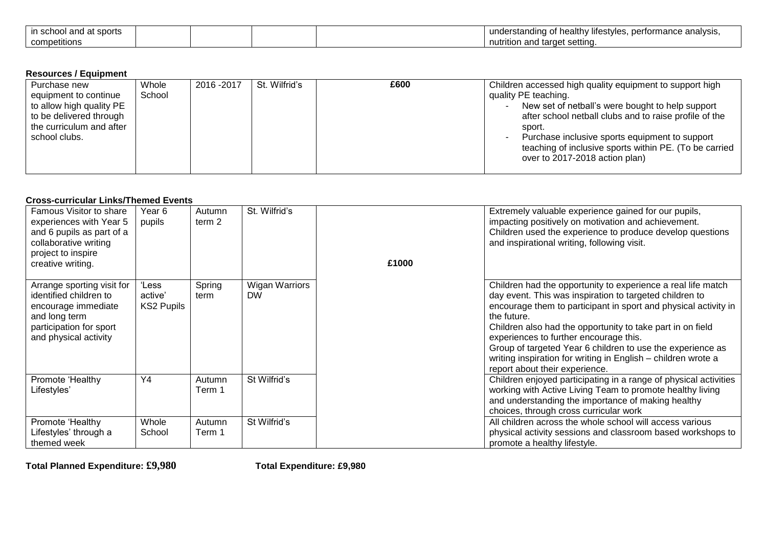| | | | | | |
|---|---|---|---|---|---|
| in school and at sports competitions | | | | | understanding of healthy lifestyles, performance analysis, nutrition and target setting. |

**Resources / Equipment**

| | | | | | |
|---|---|---|---|---|---|
| Purchase new equipment to continue to allow high quality PE to be delivered through the curriculum and after school clubs. | Whole School | 2016 -2017 | St. Wilfrid's | **£600** | Children accessed high quality equipment to support high quality PE teaching.<br>- New set of netball's were bought to help support after school netball clubs and to raise profile of the sport.<br>- Purchase inclusive sports equipment to support teaching of inclusive sports within PE. (To be carried over to 2017-2018 action plan) |

**Cross-curricular Links/Themed Events**

| | | | | | |
|---|---|---|---|---|---|
| Famous Visitor to share experiences with Year 5 and 6 pupils as part of a collaborative writing project to inspire creative writing. | Year 6 pupils | Autumn term 2 | St. Wilfrid's | **£1000** | Extremely valuable experience gained for our pupils, impacting positively on motivation and achievement. Children used the experience to produce develop questions and inspirational writing, following visit. |
| Arrange sporting visit for identified children to encourage immediate and long term participation for sport and physical activity | 'Less active' KS2 Pupils | Spring term | Wigan Warriors DW | | Children had the opportunity to experience a real life match day event. This was inspiration to targeted children to encourage them to participant in sport and physical activity in the future.<br>Children also had the opportunity to take part in on field experiences to further encourage this.<br>Group of targeted Year 6 children to use the experience as writing inspiration for writing in English – children wrote a report about their experience. |
| Promote 'Healthy Lifestyles' | Y4 | Autumn Term 1 | St Wilfrid's | | Children enjoyed participating in a range of physical activities working with Active Living Team to promote healthy living and understanding the importance of making healthy choices, through cross curricular work |
| Promote 'Healthy Lifestyles' through a themed week | Whole School | Autumn Term 1 | St Wilfrid's | | All children across the whole school will access various physical activity sessions and classroom based workshops to promote a healthy lifestyle. |

**Total Planned Expenditure: £9,980** **Total Expenditure: £9,980**